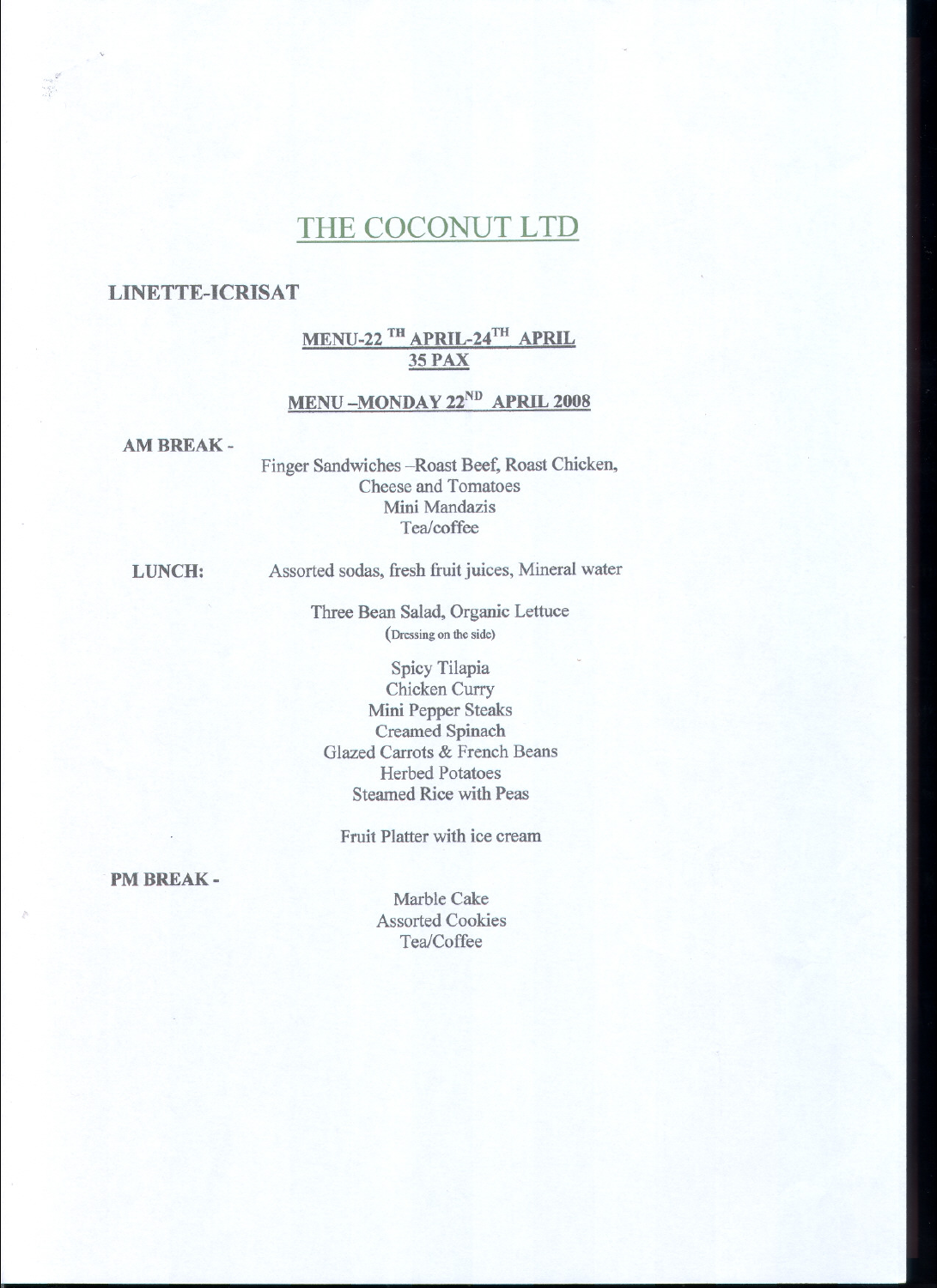# THE COCONUT LTD

## LINETTE-ICRISAT

### MENU-22 TH APRIL-24TH APRIL
### 35 PAX

### MENU –MONDAY 22ND APRIL 2008

**AM BREAK -**

Finger Sandwiches –Roast Beef, Roast Chicken, Cheese and Tomatoes
Mini Mandazis
Tea/coffee

**LUNCH:**

Assorted sodas, fresh fruit juices, Mineral water

Three Bean Salad, Organic Lettuce
(Dressing on the side)

Spicy Tilapia
Chicken Curry
Mini Pepper Steaks
Creamed Spinach
Glazed Carrots & French Beans
Herbed Potatoes
Steamed Rice with Peas

Fruit Platter with ice cream

**PM BREAK -**

Marble Cake
Assorted Cookies
Tea/Coffee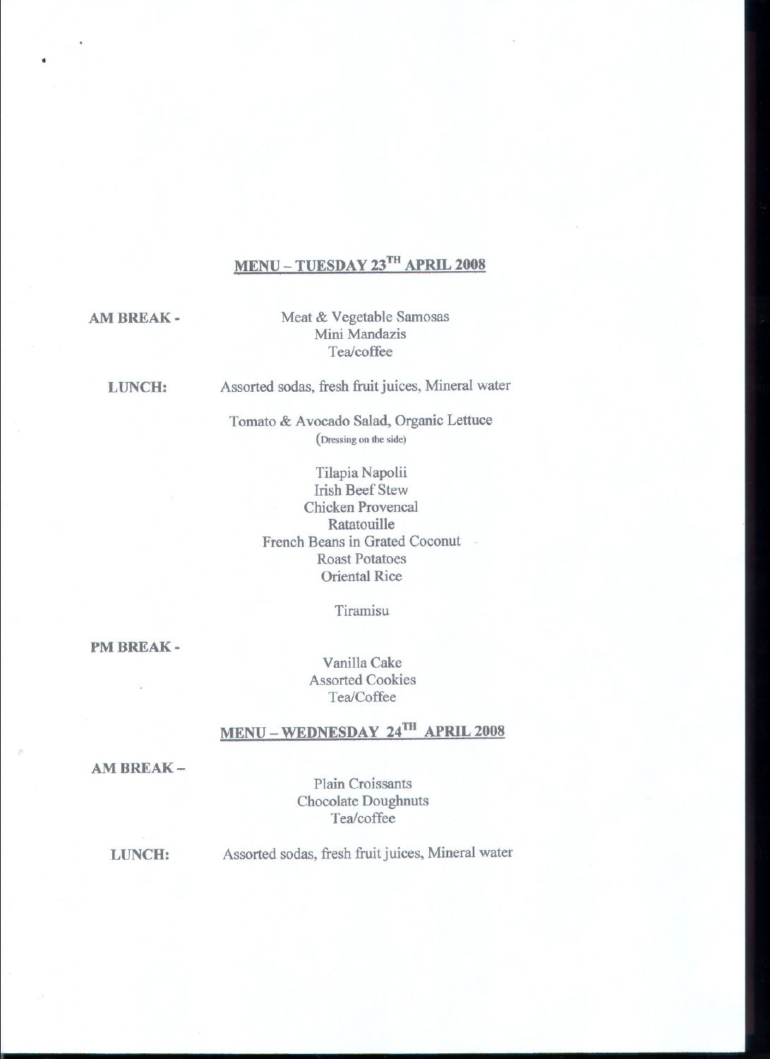## MENU – TUESDAY 23TH APRIL 2008

**AM BREAK -**

Meat & Vegetable Samosas
Mini Mandazis
Tea/coffee

**LUNCH:**

Assorted sodas, fresh fruit juices, Mineral water

Tomato & Avocado Salad, Organic Lettuce
(Dressing on the side)

Tilapia Napolii
Irish Beef Stew
Chicken Provencal
Ratatouille
French Beans in Grated Coconut
Roast Potatoes
Oriental Rice

Tiramisu

**PM BREAK -**

Vanilla Cake
Assorted Cookies
Tea/Coffee

## MENU – WEDNESDAY 24TH APRIL 2008

**AM BREAK –**

Plain Croissants
Chocolate Doughnuts
Tea/coffee

**LUNCH:**

Assorted sodas, fresh fruit juices, Mineral water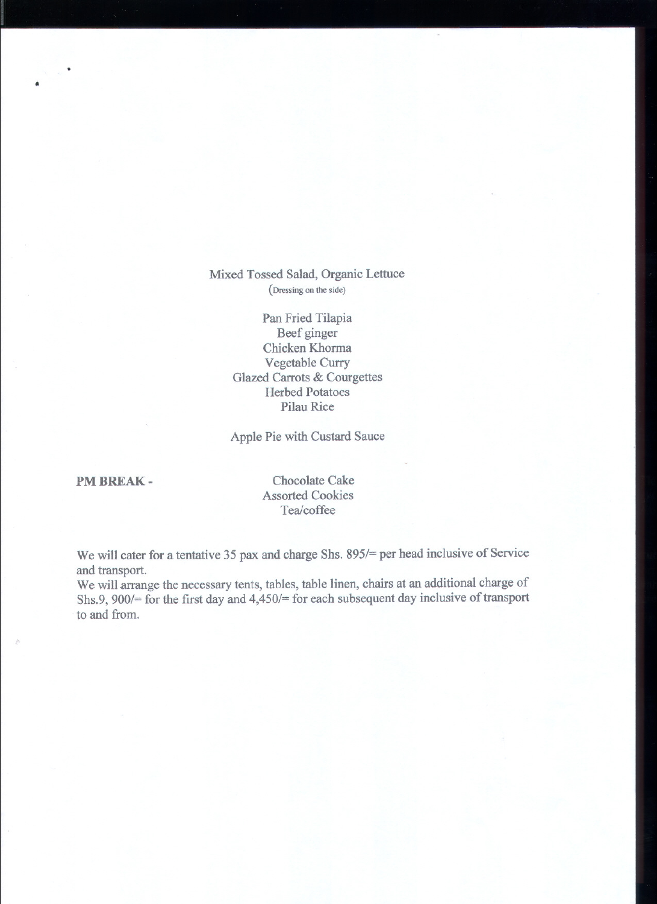Mixed Tossed Salad, Organic Lettuce
(Dressing on the side)

Pan Fried Tilapia
Beef ginger
Chicken Khorma
Vegetable Curry
Glazed Carrots & Courgettes
Herbed Potatoes
Pilau Rice

Apple Pie with Custard Sauce

**PM BREAK -**

Chocolate Cake
Assorted Cookies
Tea/coffee

We will cater for a tentative 35 pax and charge Shs. 895/= per head inclusive of Service and transport.
We will arrange the necessary tents, tables, table linen, chairs at an additional charge of Shs.9, 900/= for the first day and 4,450/= for each subsequent day inclusive of transport to and from.